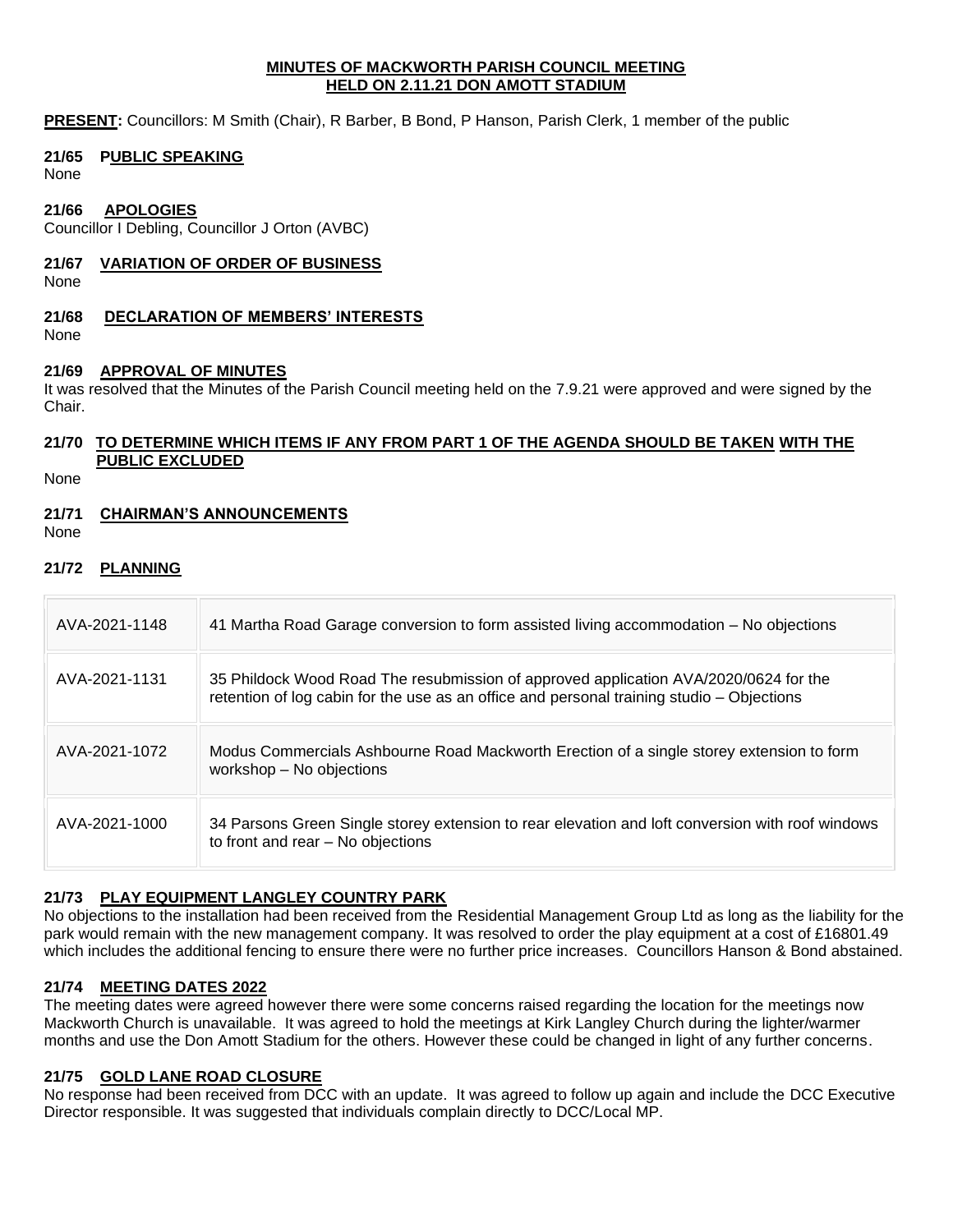# MINUTES OF MACKWORTH PARISH COUNCIL MEETING HELD ON 2.11.21 DON AMOTT STADIUM

**PRESENT:** Councillors: M Smith (Chair), R Barber, B Bond, P Hanson, Parish Clerk, 1 member of the public

**21/65 PUBLIC SPEAKING**

None

**21/66 APOLOGIES**

Councillor I Debling, Councillor J Orton (AVBC)

**21/67 VARIATION OF ORDER OF BUSINESS**

None

**21/68 DECLARATION OF MEMBERS' INTERESTS**

None

**21/69 APPROVAL OF MINUTES**

It was resolved that the Minutes of the Parish Council meeting held on the 7.9.21 were approved and were signed by the Chair.

**21/70 TO DETERMINE WHICH ITEMS IF ANY FROM PART 1 OF THE AGENDA SHOULD BE TAKEN WITH THE PUBLIC EXCLUDED**

None

**21/71 CHAIRMAN'S ANNOUNCEMENTS**

None

**21/72 PLANNING**

| | |
|---|---|
| AVA-2021-1148 | 41 Martha Road Garage conversion to form assisted living accommodation – No objections |
| AVA-2021-1131 | 35 Phildock Wood Road The resubmission of approved application AVA/2020/0624 for the retention of log cabin for the use as an office and personal training studio – Objections |
| AVA-2021-1072 | Modus Commercials Ashbourne Road Mackworth Erection of a single storey extension to form workshop – No objections |
| AVA-2021-1000 | 34 Parsons Green Single storey extension to rear elevation and loft conversion with roof windows to front and rear – No objections |

**21/73 PLAY EQUIPMENT LANGLEY COUNTRY PARK**

No objections to the installation had been received from the Residential Management Group Ltd as long as the liability for the park would remain with the new management company. It was resolved to order the play equipment at a cost of £16801.49 which includes the additional fencing to ensure there were no further price increases. Councillors Hanson & Bond abstained.

**21/74 MEETING DATES 2022**

The meeting dates were agreed however there were some concerns raised regarding the location for the meetings now Mackworth Church is unavailable. It was agreed to hold the meetings at Kirk Langley Church during the lighter/warmer months and use the Don Amott Stadium for the others. However these could be changed in light of any further concerns.

**21/75 GOLD LANE ROAD CLOSURE**

No response had been received from DCC with an update. It was agreed to follow up again and include the DCC Executive Director responsible. It was suggested that individuals complain directly to DCC/Local MP.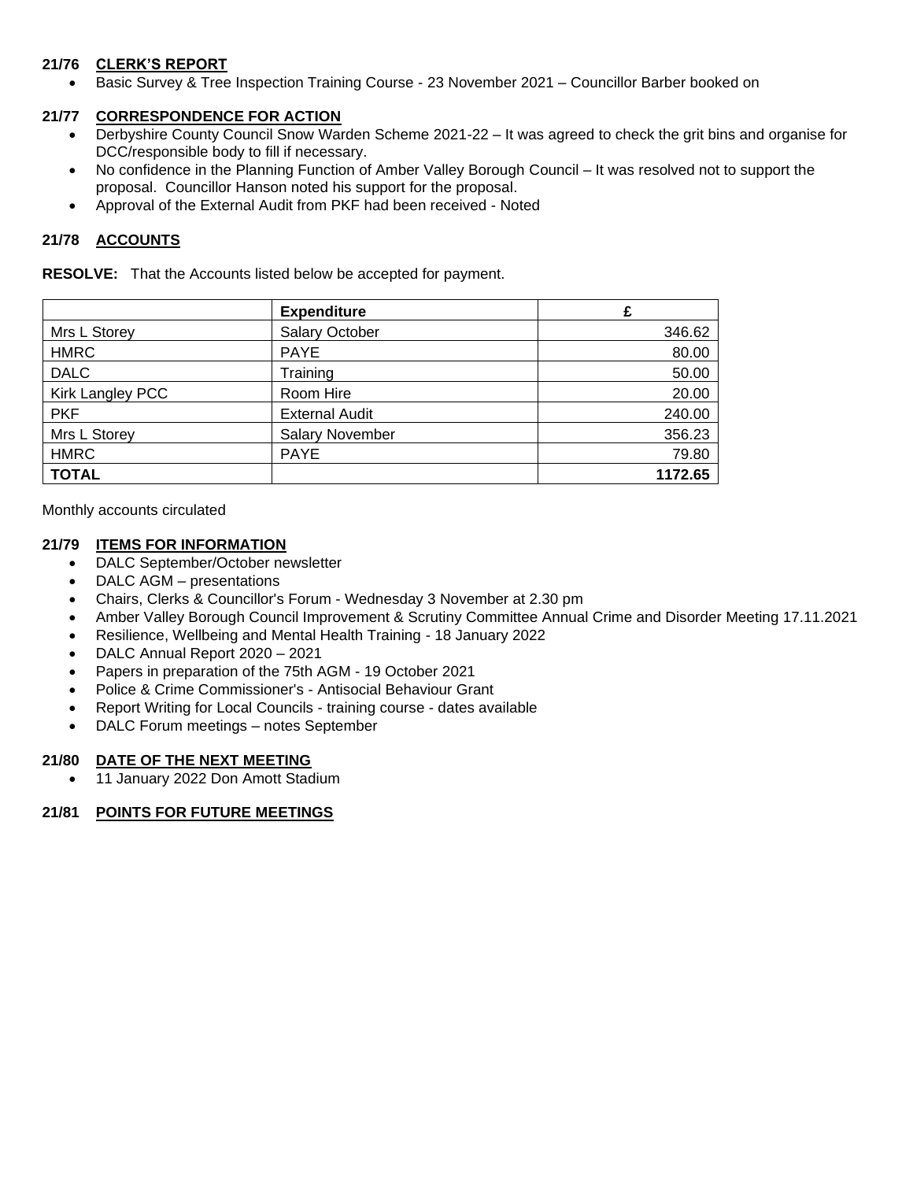**21/76 CLERK'S REPORT**

- Basic Survey & Tree Inspection Training Course - 23 November 2021 – Councillor Barber booked on

**21/77 CORRESPONDENCE FOR ACTION**

- Derbyshire County Council Snow Warden Scheme 2021-22 – It was agreed to check the grit bins and organise for DCC/responsible body to fill if necessary.
- No confidence in the Planning Function of Amber Valley Borough Council – It was resolved not to support the proposal. Councillor Hanson noted his support for the proposal.
- Approval of the External Audit from PKF had been received - Noted

**21/78 ACCOUNTS**

**RESOLVE:** That the Accounts listed below be accepted for payment.

| | Expenditure | £ |
|---|---|---|
| Mrs L Storey | Salary October | 346.62 |
| HMRC | PAYE | 80.00 |
| DALC | Training | 50.00 |
| Kirk Langley PCC | Room Hire | 20.00 |
| PKF | External Audit | 240.00 |
| Mrs L Storey | Salary November | 356.23 |
| HMRC | PAYE | 79.80 |
| **TOTAL** | | **1172.65** |

Monthly accounts circulated

**21/79 ITEMS FOR INFORMATION**

- DALC September/October newsletter
- DALC AGM – presentations
- Chairs, Clerks & Councillor's Forum - Wednesday 3 November at 2.30 pm
- Amber Valley Borough Council Improvement & Scrutiny Committee Annual Crime and Disorder Meeting 17.11.2021
- Resilience, Wellbeing and Mental Health Training - 18 January 2022
- DALC Annual Report 2020 – 2021
- Papers in preparation of the 75th AGM - 19 October 2021
- Police & Crime Commissioner's - Antisocial Behaviour Grant
- Report Writing for Local Councils - training course - dates available
- DALC Forum meetings – notes September

**21/80 DATE OF THE NEXT MEETING**

- 11 January 2022 Don Amott Stadium

**21/81 POINTS FOR FUTURE MEETINGS**